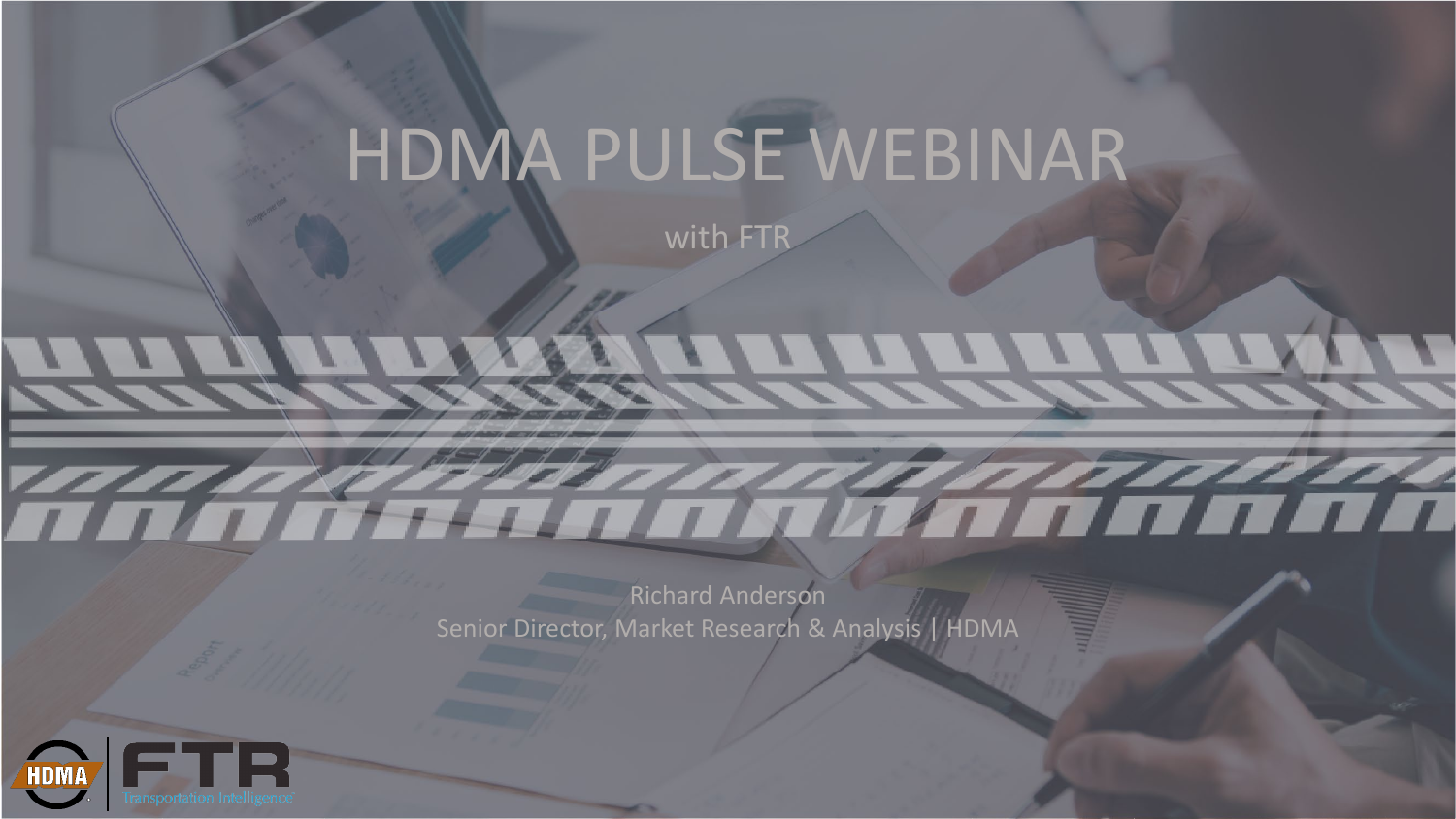# HDMA PULSE WEBINAR

with FTR

Richard Anderson
Senior Director, Market Research & Analysis | HDMA

HDMA | FTR Transportation Intelligence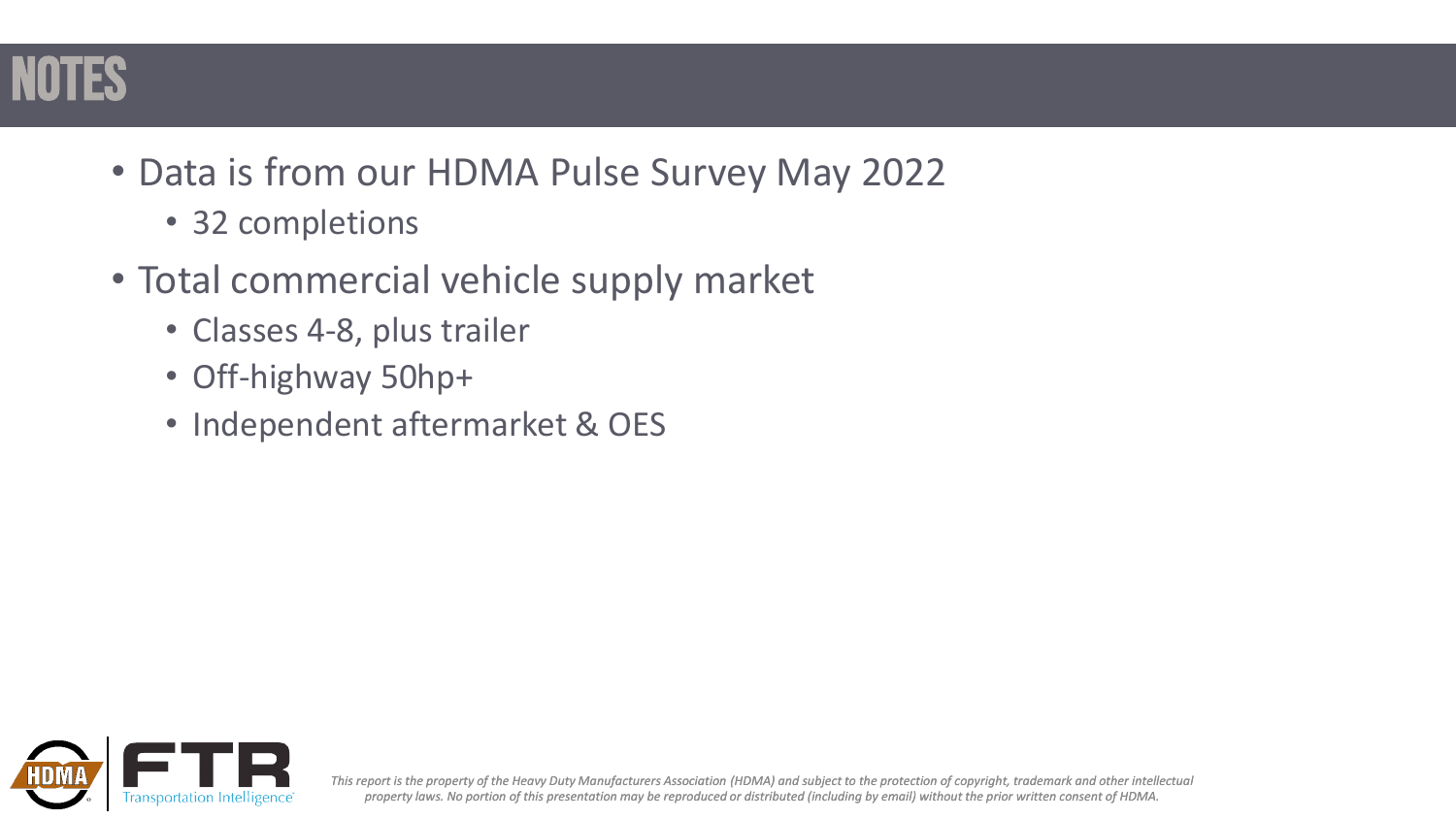# NOTES

- Data is from our HDMA Pulse Survey May 2022
  - 32 completions
- Total commercial vehicle supply market
  - Classes 4-8, plus trailer
  - Off-highway 50hp+
  - Independent aftermarket & OES

*This report is the property of the Heavy Duty Manufacturers Association (HDMA) and subject to the protection of copyright, trademark and other intellectual property laws. No portion of this presentation may be reproduced or distributed (including by email) without the prior written consent of HDMA.*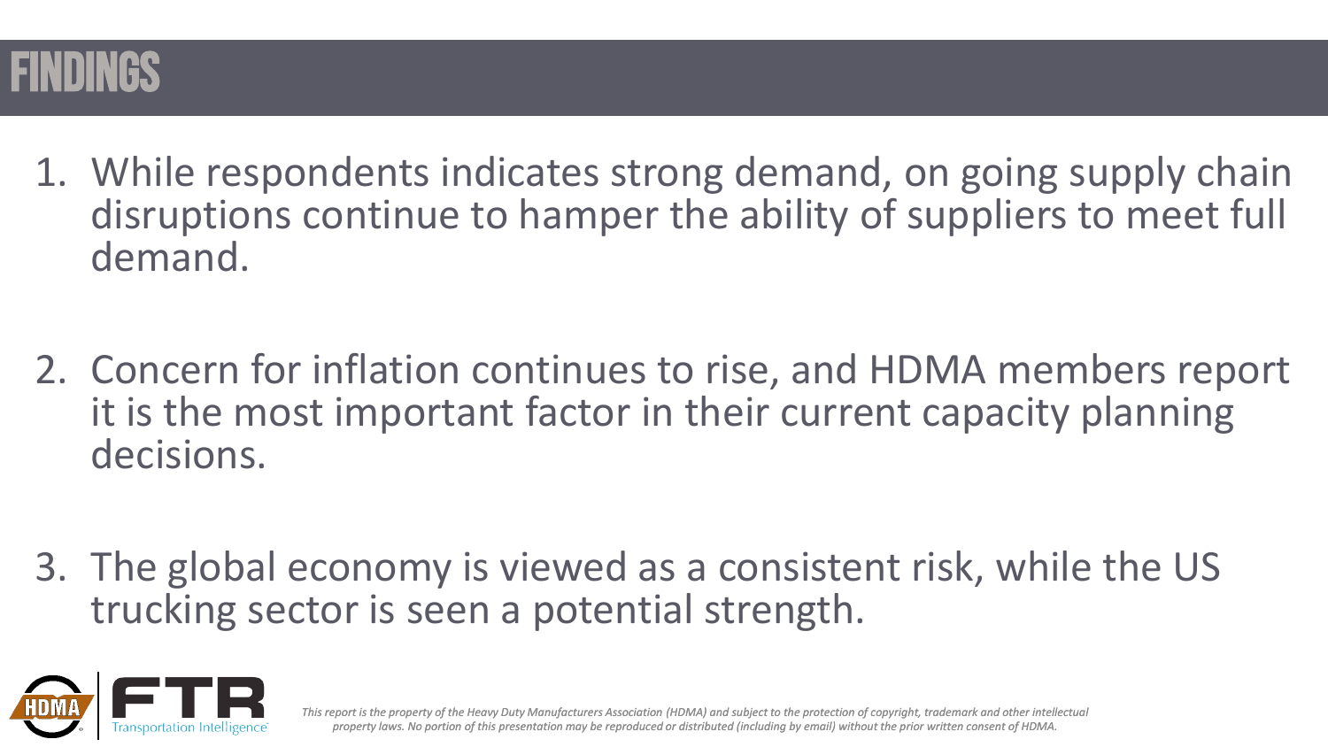# FINDINGS

1. While respondents indicates strong demand, on going supply chain disruptions continue to hamper the ability of suppliers to meet full demand.

2. Concern for inflation continues to rise, and HDMA members report it is the most important factor in their current capacity planning decisions.

3. The global economy is viewed as a consistent risk, while the US trucking sector is seen a potential strength.

*This report is the property of the Heavy Duty Manufacturers Association (HDMA) and subject to the protection of copyright, trademark and other intellectual property laws. No portion of this presentation may be reproduced or distributed (including by email) without the prior written consent of HDMA.*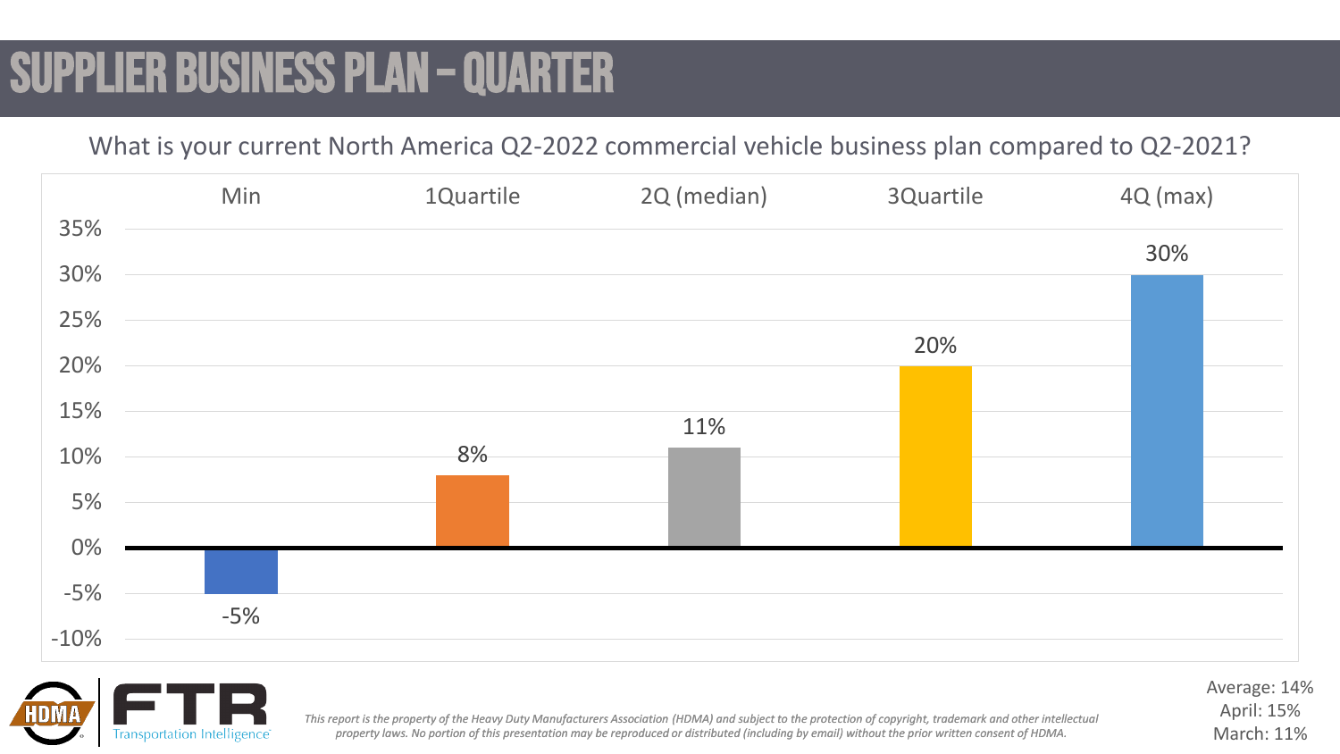# SUPPLIER BUSINESS PLAN – QUARTER

What is your current North America Q2-2022 commercial vehicle business plan compared to Q2-2021?

| Min | 1Quartile | 2Q (median) | 3Quartile | 4Q (max) |
|---|---|---|---|---|
| -5% | 8% | 11% | 20% | 30% |

Average: 14%
April: 15%
March: 11%

*This report is the property of the Heavy Duty Manufacturers Association (HDMA) and subject to the protection of copyright, trademark and other intellectual property laws. No portion of this presentation may be reproduced or distributed (including by email) without the prior written consent of HDMA.*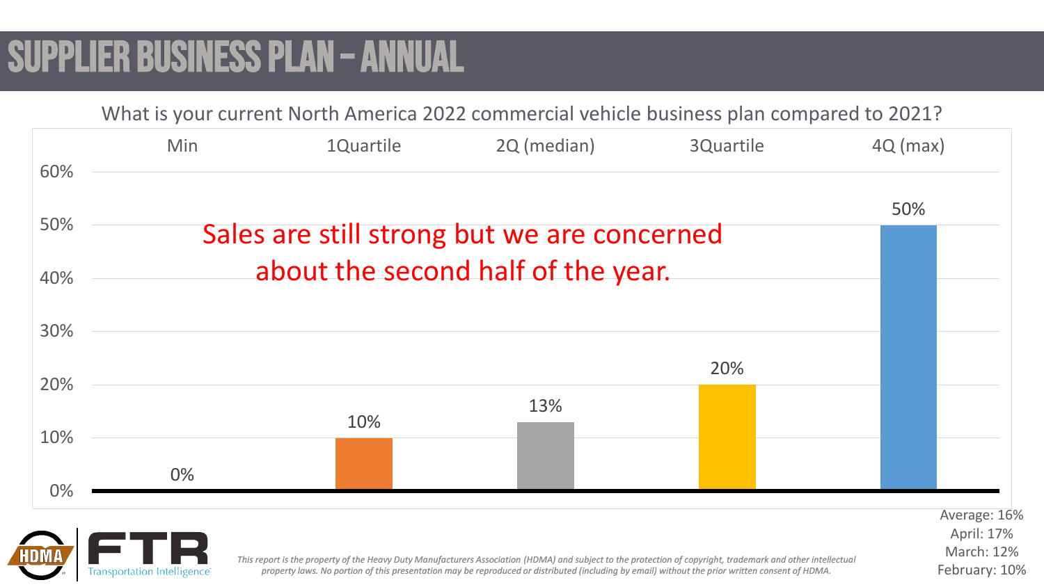# SUPPLIER BUSINESS PLAN – ANNUAL

What is your current North America 2022 commercial vehicle business plan compared to 2021?

| Min | 1Quartile | 2Q (median) | 3Quartile | 4Q (max) |
|---|---|---|---|---|
| 0% | 10% | 13% | 20% | 50% |

Sales are still strong but we are concerned about the second half of the year.

Average: 16%
April: 17%
March: 12%
February: 10%

*This report is the property of the Heavy Duty Manufacturers Association (HDMA) and subject to the protection of copyright, trademark and other intellectual property laws. No portion of this presentation may be reproduced or distributed (including by email) without the prior written consent of HDMA.*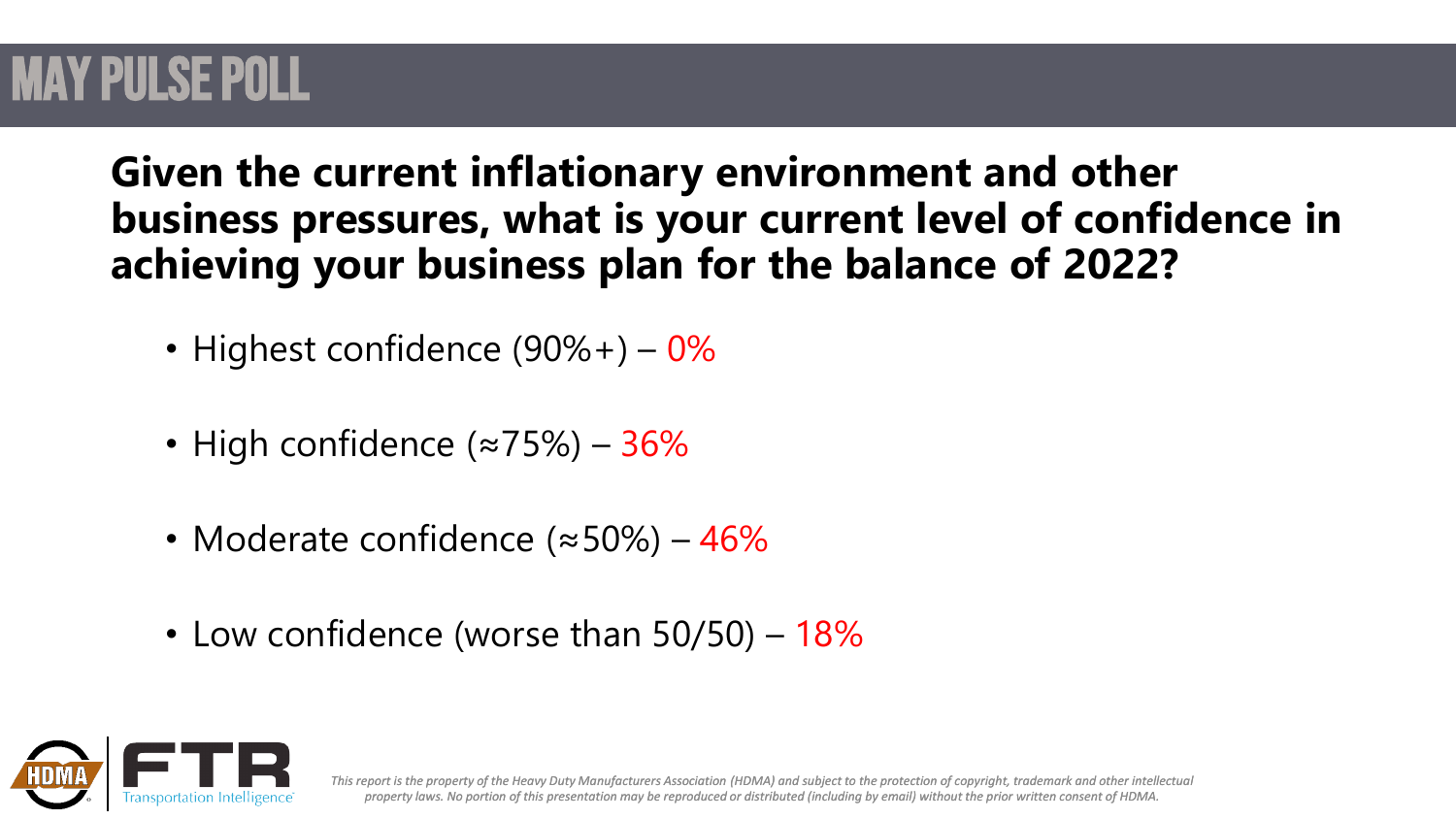# MAY PULSE POLL

**Given the current inflationary environment and other business pressures, what is your current level of confidence in achieving your business plan for the balance of 2022?**

- Highest confidence (90%+) – 0%
- High confidence (≈75%) – 36%
- Moderate confidence (≈50%) – 46%
- Low confidence (worse than 50/50) – 18%

*This report is the property of the Heavy Duty Manufacturers Association (HDMA) and subject to the protection of copyright, trademark and other intellectual property laws. No portion of this presentation may be reproduced or distributed (including by email) without the prior written consent of HDMA.*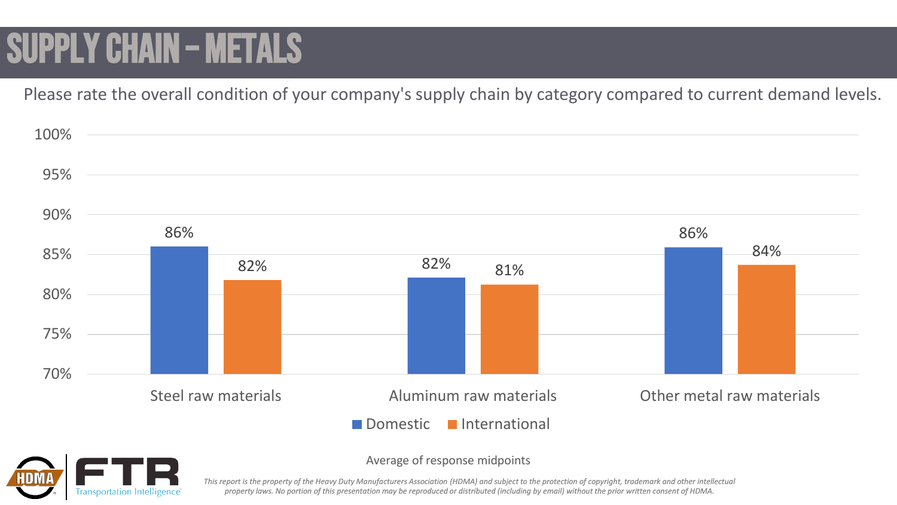# SUPPLY CHAIN – METALS

Please rate the overall condition of your company's supply chain by category compared to current demand levels.

| | Domestic | International |
|---|---|---|
| Steel raw materials | 86% | 82% |
| Aluminum raw materials | 82% | 81% |
| Other metal raw materials | 86% | 84% |

Average of response midpoints

*This report is the property of the Heavy Duty Manufacturers Association (HDMA) and subject to the protection of copyright, trademark and other intellectual property laws. No portion of this presentation may be reproduced or distributed (including by email) without the prior written consent of HDMA.*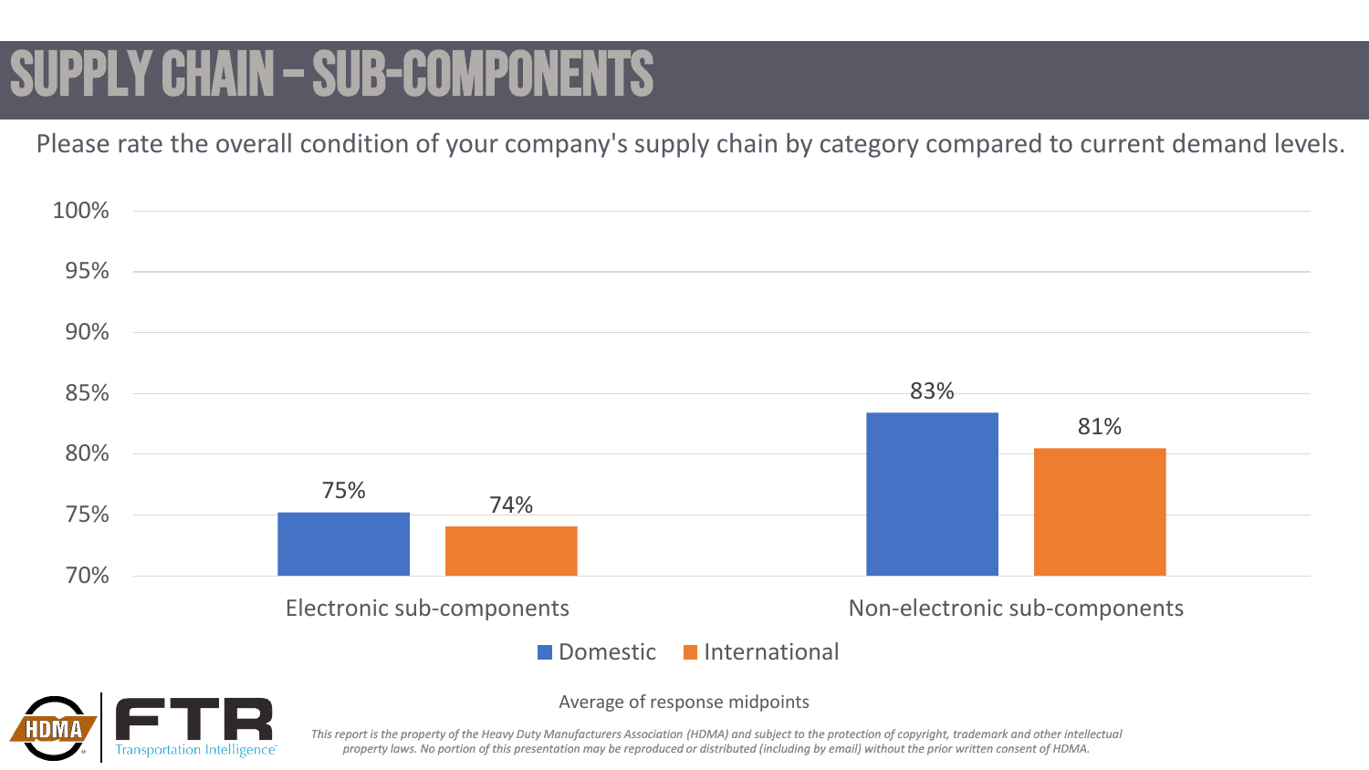# SUPPLY CHAIN – SUB-COMPONENTS

Please rate the overall condition of your company's supply chain by category compared to current demand levels.

| | Domestic | International |
| --- | --- | --- |
| Electronic sub-components | 75% | 74% |
| Non-electronic sub-components | 83% | 81% |

Average of response midpoints

*This report is the property of the Heavy Duty Manufacturers Association (HDMA) and subject to the protection of copyright, trademark and other intellectual property laws. No portion of this presentation may be reproduced or distributed (including by email) without the prior written consent of HDMA.*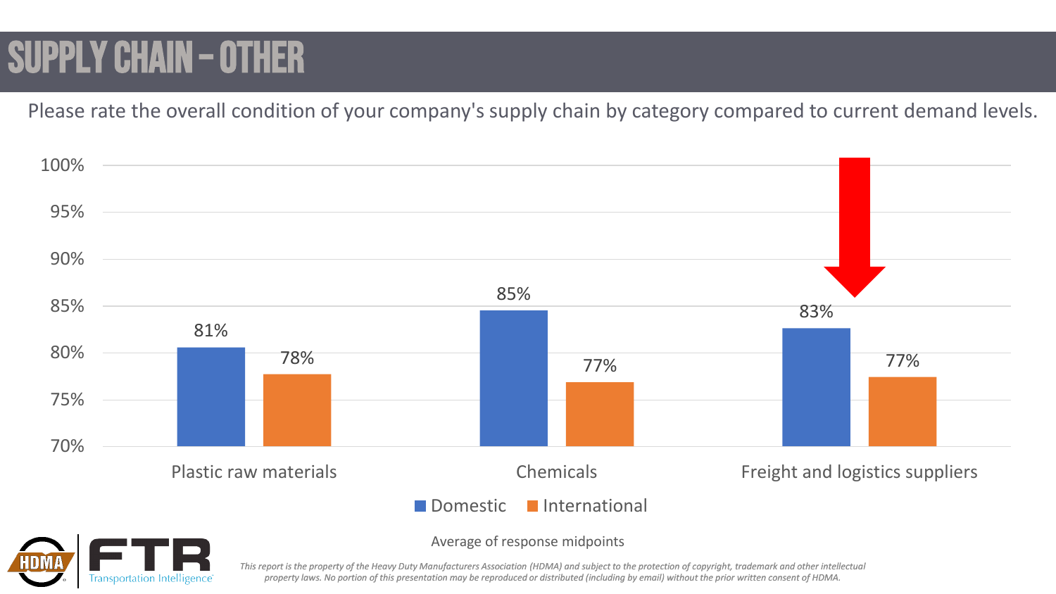# SUPPLY CHAIN – OTHER

Please rate the overall condition of your company's supply chain by category compared to current demand levels.

| | Domestic | International |
|---|---|---|
| Plastic raw materials | 81% | 78% |
| Chemicals | 85% | 77% |
| Freight and logistics suppliers | 83% | 77% |

Average of response midpoints

*This report is the property of the Heavy Duty Manufacturers Association (HDMA) and subject to the protection of copyright, trademark and other intellectual property laws. No portion of this presentation may be reproduced or distributed (including by email) without the prior written consent of HDMA.*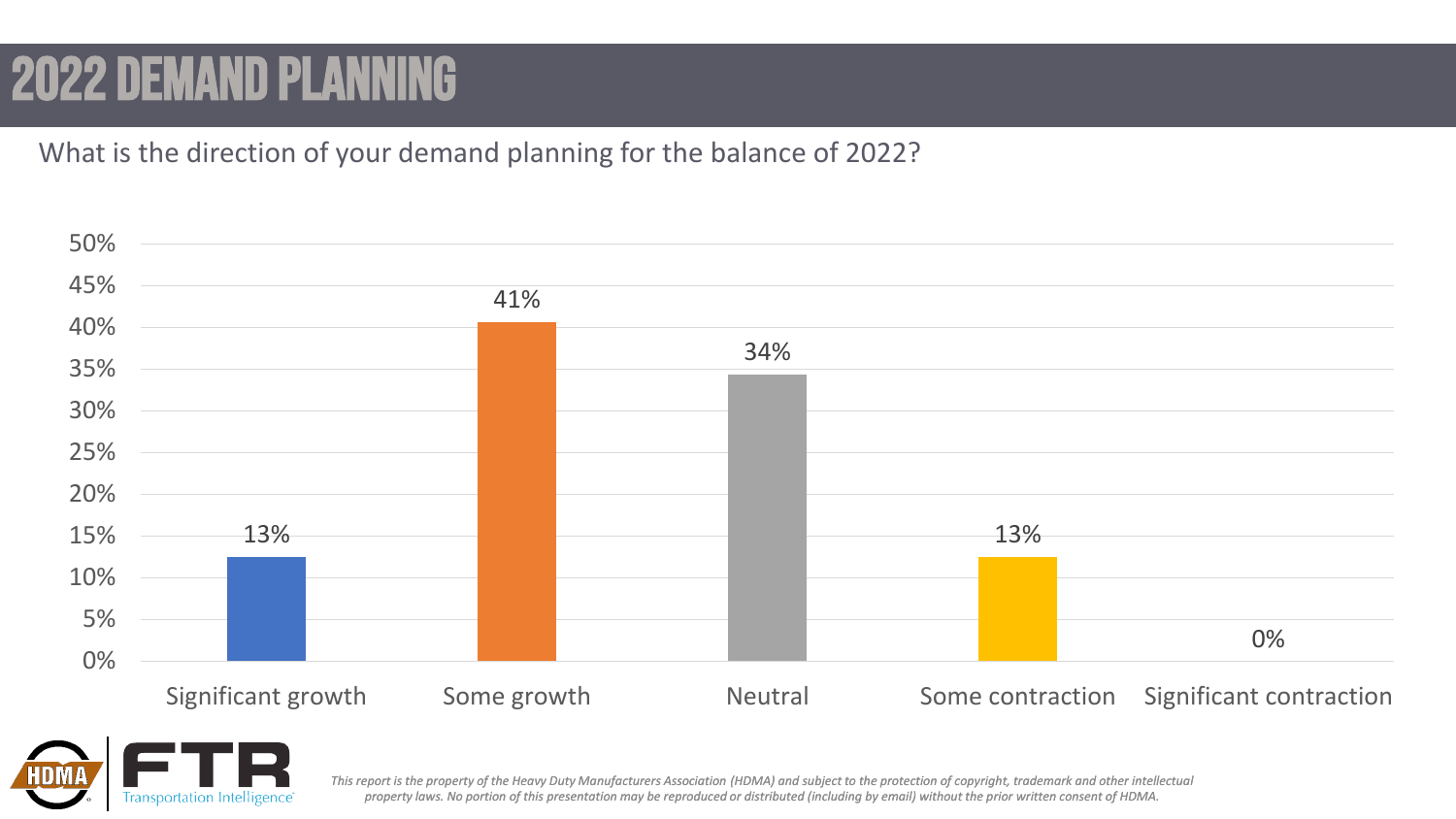# 2022 DEMAND PLANNING

What is the direction of your demand planning for the balance of 2022?

| Significant growth | Some growth | Neutral | Some contraction | Significant contraction |
| --- | --- | --- | --- | --- |
| 13% | 41% | 34% | 13% | 0% |

*This report is the property of the Heavy Duty Manufacturers Association (HDMA) and subject to the protection of copyright, trademark and other intellectual property laws. No portion of this presentation may be reproduced or distributed (including by email) without the prior written consent of HDMA.*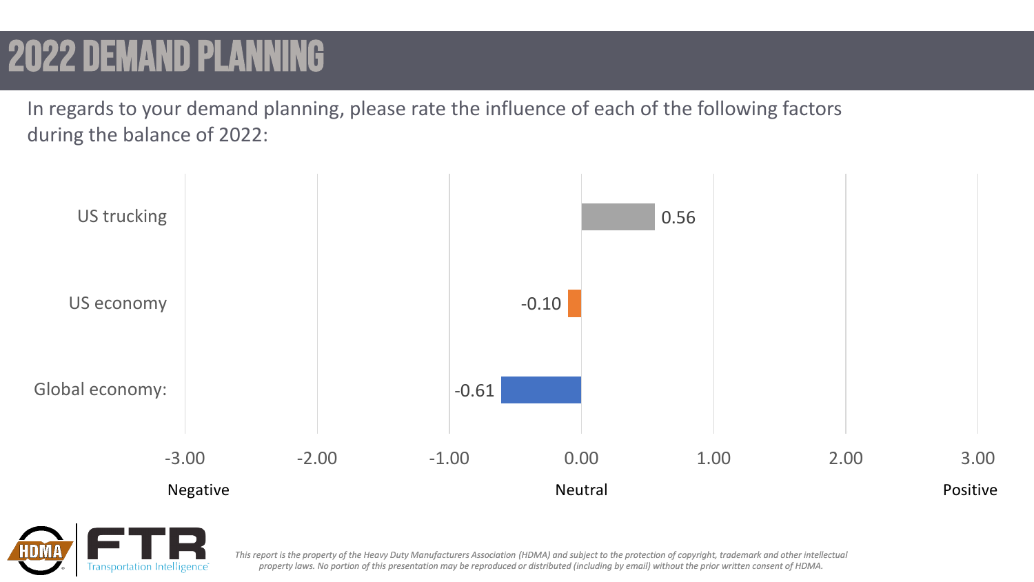# 2022 DEMAND PLANNING

In regards to your demand planning, please rate the influence of each of the following factors during the balance of 2022:

| Factor | Rating |
|---|---|
| US trucking | 0.56 |
| US economy | -0.10 |
| Global economy: | -0.61 |

Scale: -3.00 (Negative) to 0.00 (Neutral) to 3.00 (Positive)

*This report is the property of the Heavy Duty Manufacturers Association (HDMA) and subject to the protection of copyright, trademark and other intellectual property laws. No portion of this presentation may be reproduced or distributed (including by email) without the prior written consent of HDMA.*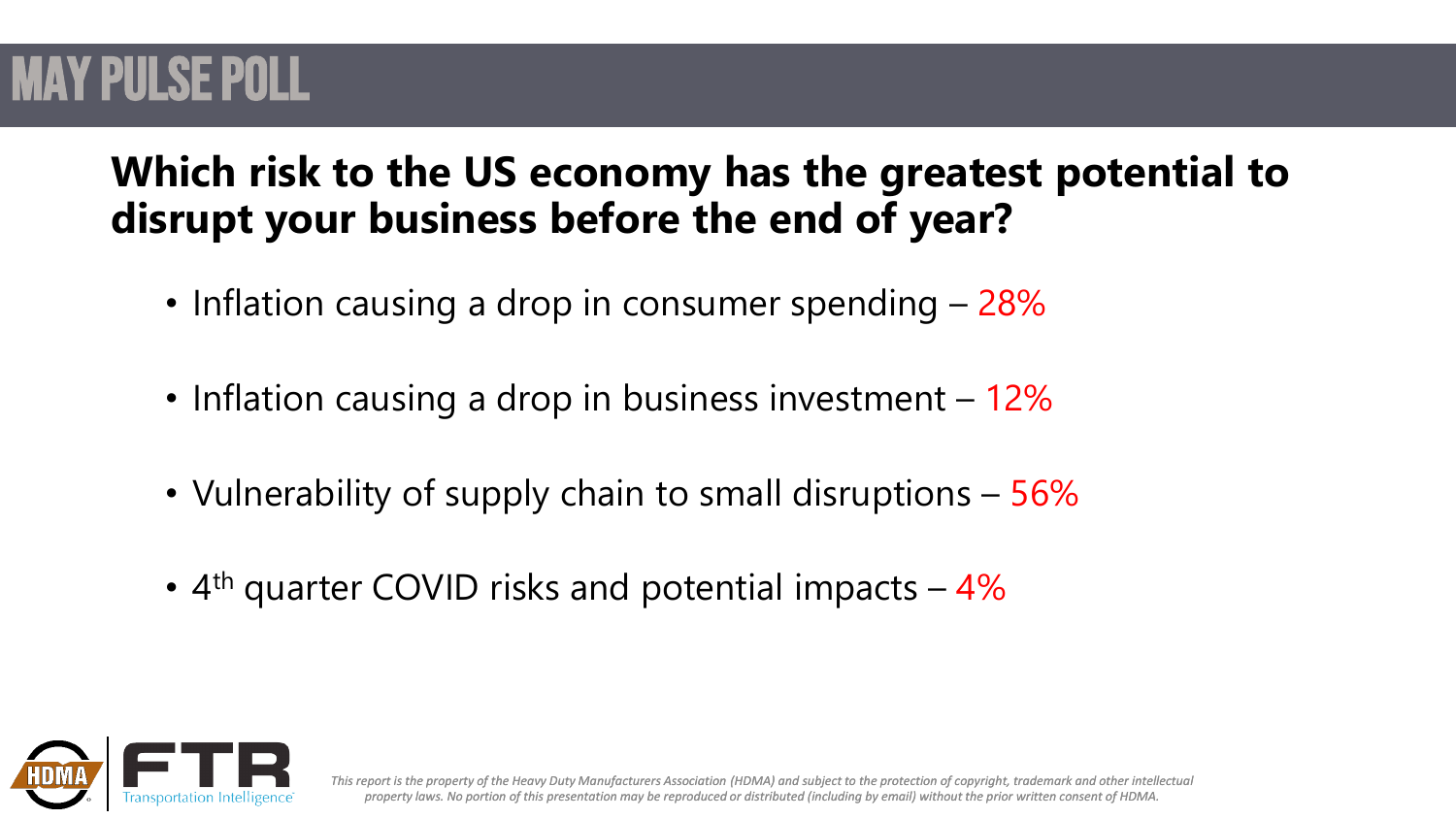# MAY PULSE POLL

## Which risk to the US economy has the greatest potential to disrupt your business before the end of year?

- Inflation causing a drop in consumer spending – 28%
- Inflation causing a drop in business investment – 12%
- Vulnerability of supply chain to small disruptions – 56%
- 4th quarter COVID risks and potential impacts – 4%

*This report is the property of the Heavy Duty Manufacturers Association (HDMA) and subject to the protection of copyright, trademark and other intellectual property laws. No portion of this presentation may be reproduced or distributed (including by email) without the prior written consent of HDMA.*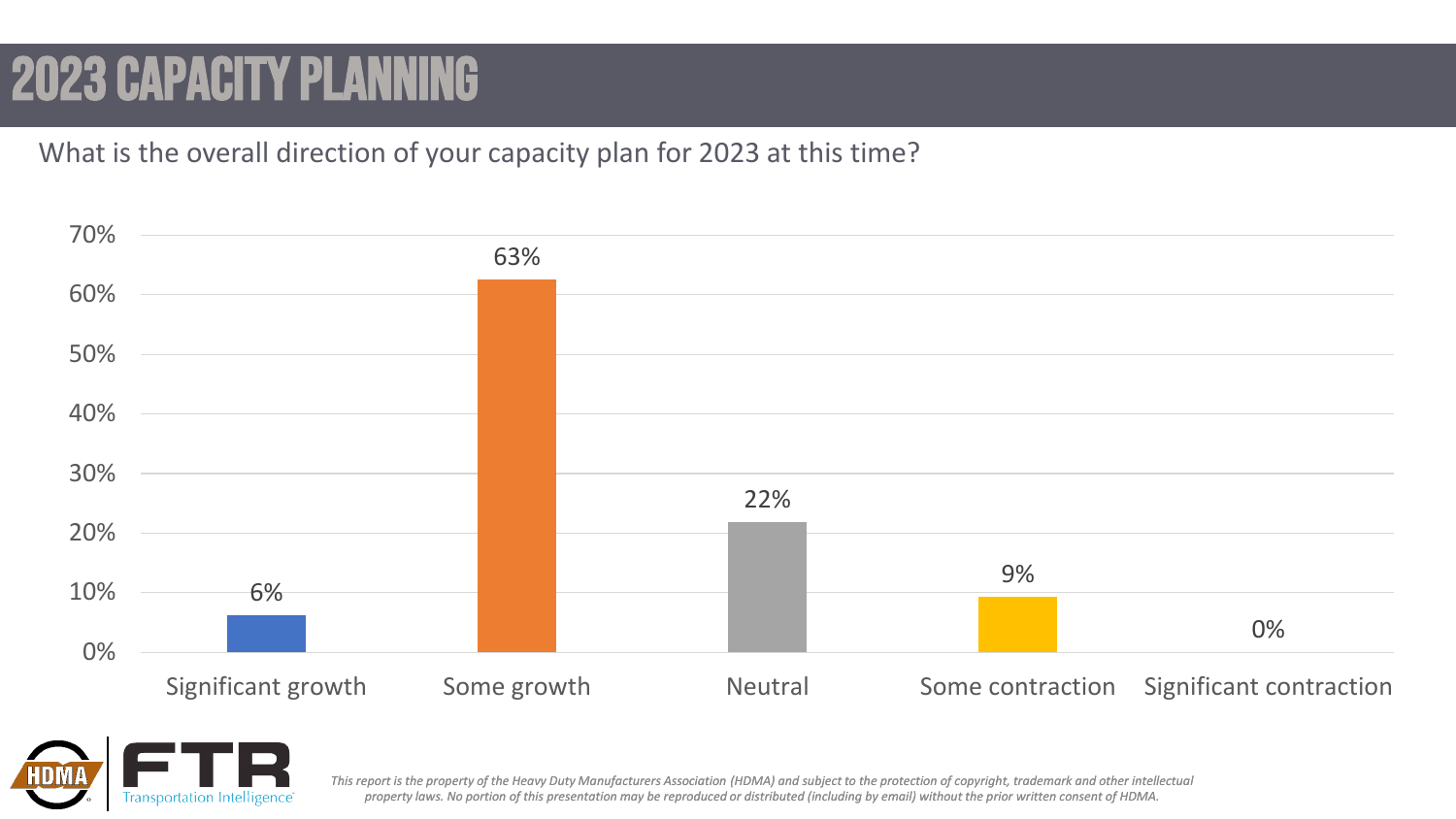# 2023 CAPACITY PLANNING

What is the overall direction of your capacity plan for 2023 at this time?

| Response | Percentage |
| --- | --- |
| Significant growth | 6% |
| Some growth | 63% |
| Neutral | 22% |
| Some contraction | 9% |
| Significant contraction | 0% |

*This report is the property of the Heavy Duty Manufacturers Association (HDMA) and subject to the protection of copyright, trademark and other intellectual property laws. No portion of this presentation may be reproduced or distributed (including by email) without the prior written consent of HDMA.*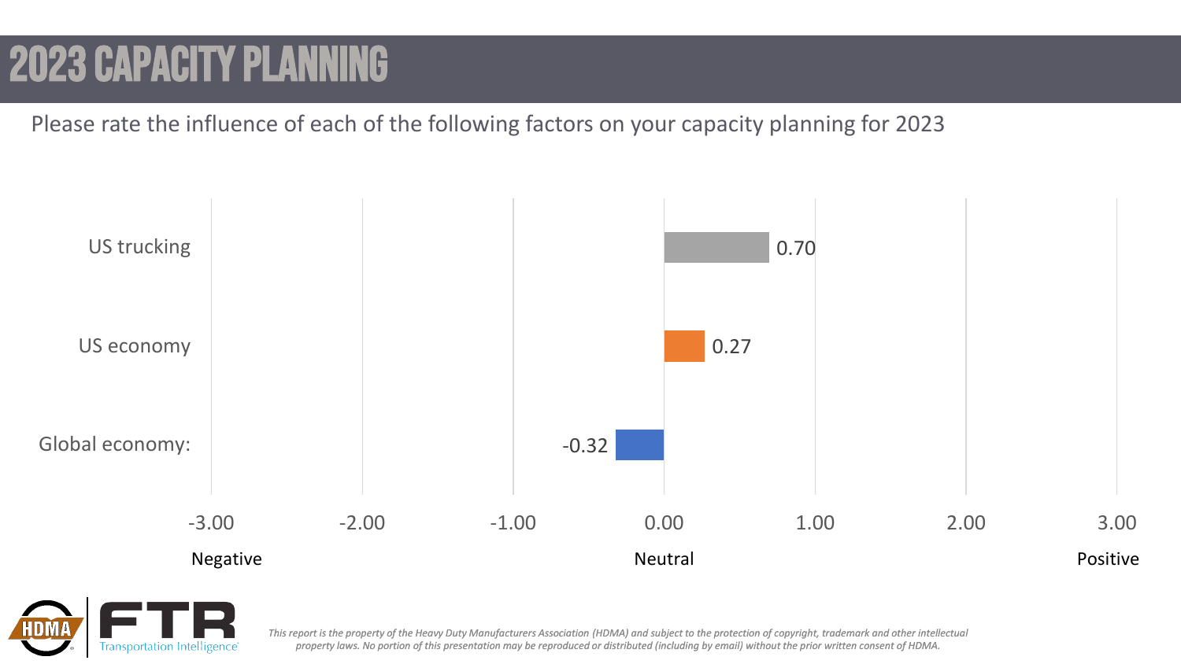# 2023 CAPACITY PLANNING

Please rate the influence of each of the following factors on your capacity planning for 2023

| Factor | Rating |
|---|---|
| US trucking | 0.70 |
| US economy | 0.27 |
| Global economy: | -0.32 |

Scale: -3.00 (Negative), 0.00 (Neutral), 3.00 (Positive)

*This report is the property of the Heavy Duty Manufacturers Association (HDMA) and subject to the protection of copyright, trademark and other intellectual property laws. No portion of this presentation may be reproduced or distributed (including by email) without the prior written consent of HDMA.*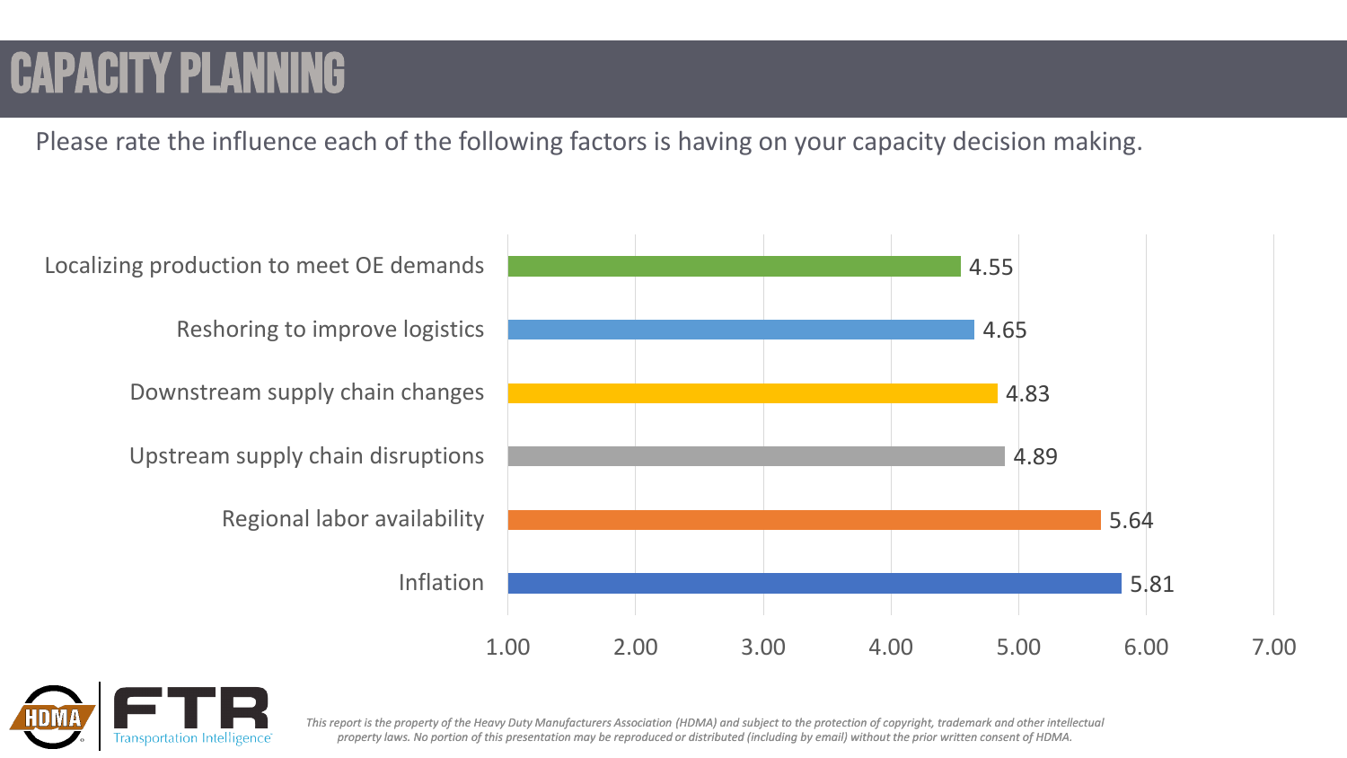# CAPACITY PLANNING

Please rate the influence each of the following factors is having on your capacity decision making.

| Factor | Rating |
| --- | --- |
| Localizing production to meet OE demands | 4.55 |
| Reshoring to improve logistics | 4.65 |
| Downstream supply chain changes | 4.83 |
| Upstream supply chain disruptions | 4.89 |
| Regional labor availability | 5.64 |
| Inflation | 5.81 |

*This report is the property of the Heavy Duty Manufacturers Association (HDMA) and subject to the protection of copyright, trademark and other intellectual property laws. No portion of this presentation may be reproduced or distributed (including by email) without the prior written consent of HDMA.*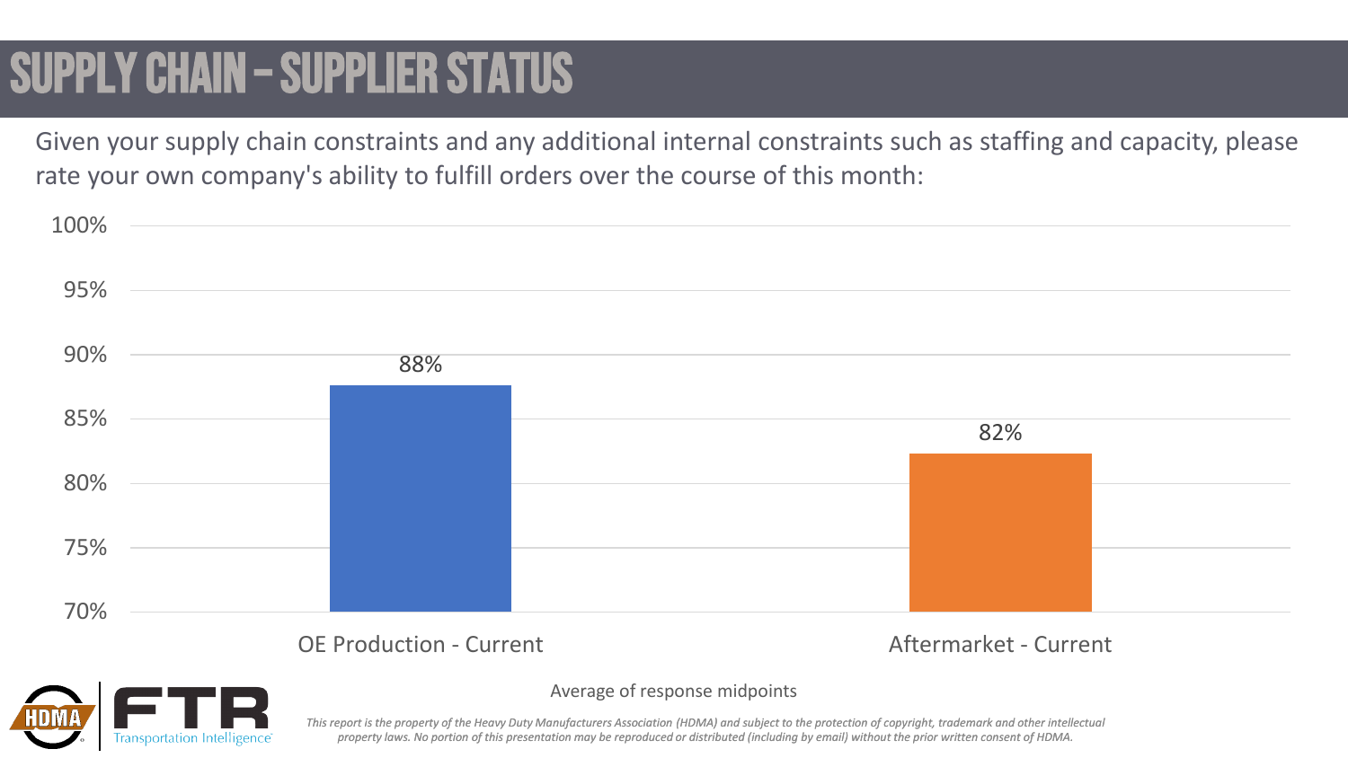# SUPPLY CHAIN – SUPPLIER STATUS

Given your supply chain constraints and any additional internal constraints such as staffing and capacity, please rate your own company's ability to fulfill orders over the course of this month:

| | OE Production - Current | Aftermarket - Current |
|---|---|---|
| Average | 88% | 82% |

Average of response midpoints

*This report is the property of the Heavy Duty Manufacturers Association (HDMA) and subject to the protection of copyright, trademark and other intellectual property laws. No portion of this presentation may be reproduced or distributed (including by email) without the prior written consent of HDMA.*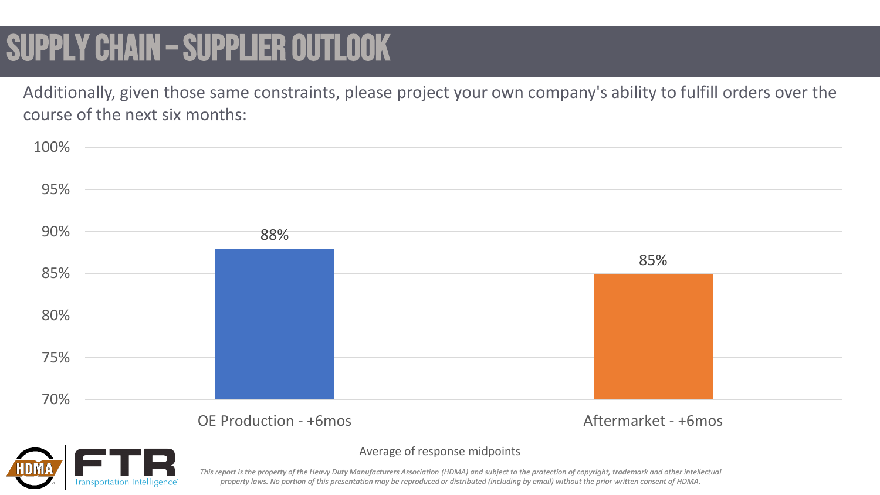# SUPPLY CHAIN – SUPPLIER OUTLOOK

Additionally, given those same constraints, please project your own company's ability to fulfill orders over the course of the next six months:

| | OE Production - +6mos | Aftermarket - +6mos |
|---|---|---|
| Average of response midpoints | 88% | 85% |

Average of response midpoints

*This report is the property of the Heavy Duty Manufacturers Association (HDMA) and subject to the protection of copyright, trademark and other intellectual property laws. No portion of this presentation may be reproduced or distributed (including by email) without the prior written consent of HDMA.*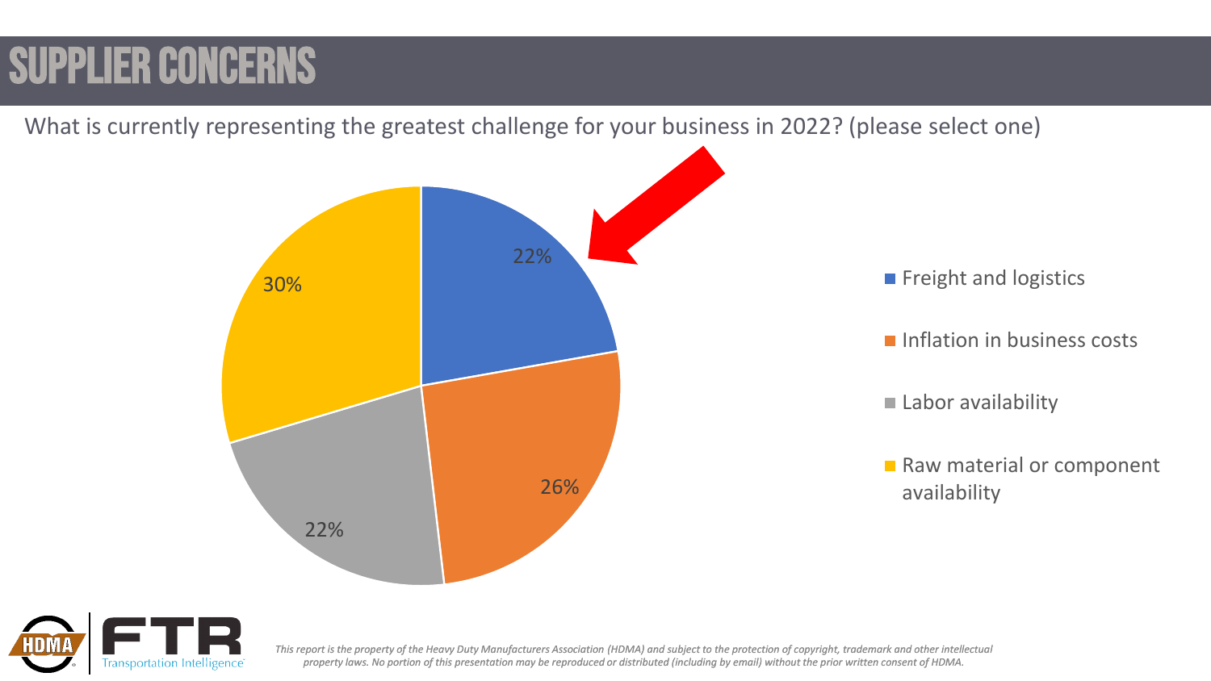# SUPPLIER CONCERNS

What is currently representing the greatest challenge for your business in 2022? (please select one)

| Challenge | Share |
| --- | --- |
| Freight and logistics | 22% |
| Inflation in business costs | 26% |
| Labor availability | 22% |
| Raw material or component availability | 30% |

*This report is the property of the Heavy Duty Manufacturers Association (HDMA) and subject to the protection of copyright, trademark and other intellectual property laws. No portion of this presentation may be reproduced or distributed (including by email) without the prior written consent of HDMA.*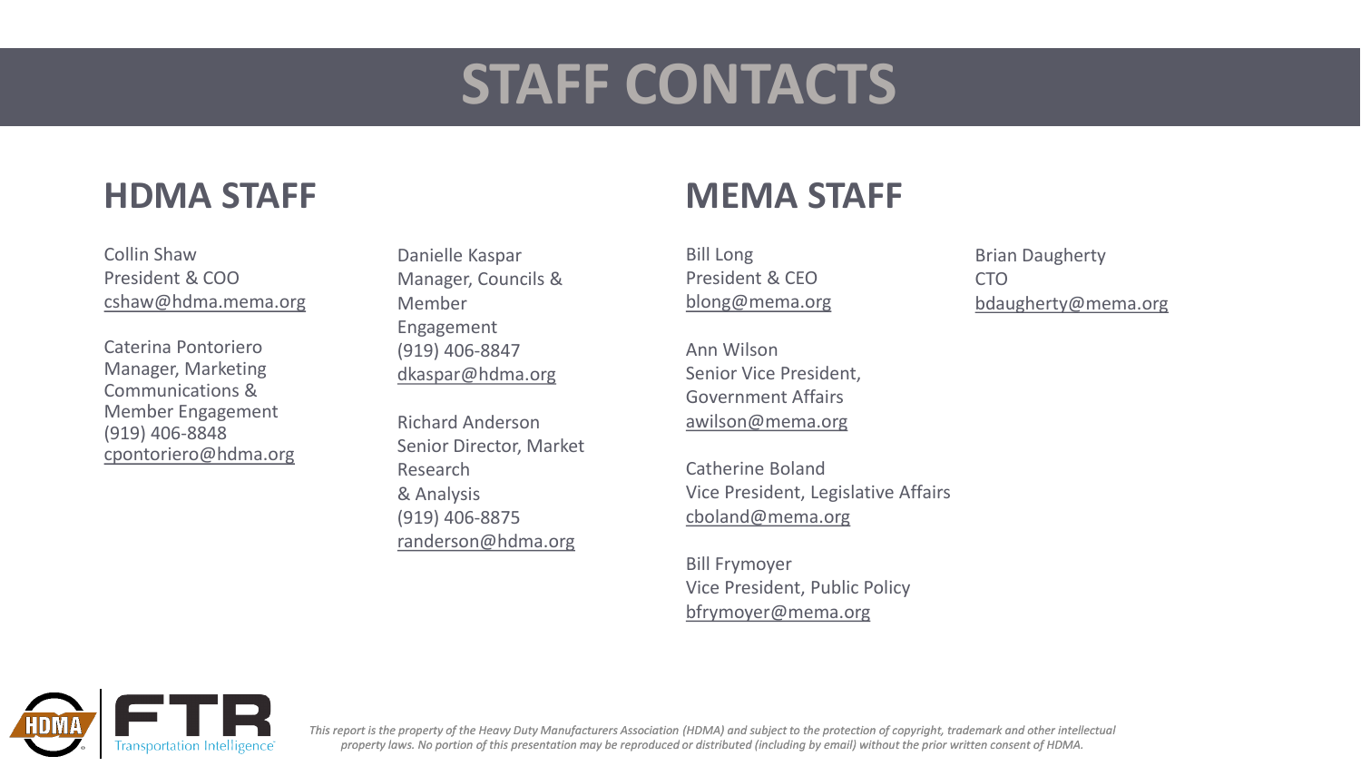# STAFF CONTACTS

## HDMA STAFF

Collin Shaw
President & COO
cshaw@hdma.mema.org

Caterina Pontoriero
Manager, Marketing Communications & Member Engagement
(919) 406-8848
cpontoriero@hdma.org

Danielle Kaspar
Manager, Councils & Member Engagement
(919) 406-8847
dkaspar@hdma.org

Richard Anderson
Senior Director, Market Research & Analysis
(919) 406-8875
randerson@hdma.org

## MEMA STAFF

Bill Long
President & CEO
blong@mema.org

Ann Wilson
Senior Vice President, Government Affairs
awilson@mema.org

Catherine Boland
Vice President, Legislative Affairs
cboland@mema.org

Bill Frymoyer
Vice President, Public Policy
bfrymoyer@mema.org

Brian Daugherty
CTO
bdaugherty@mema.org

*This report is the property of the Heavy Duty Manufacturers Association (HDMA) and subject to the protection of copyright, trademark and other intellectual property laws. No portion of this presentation may be reproduced or distributed (including by email) without the prior written consent of HDMA.*